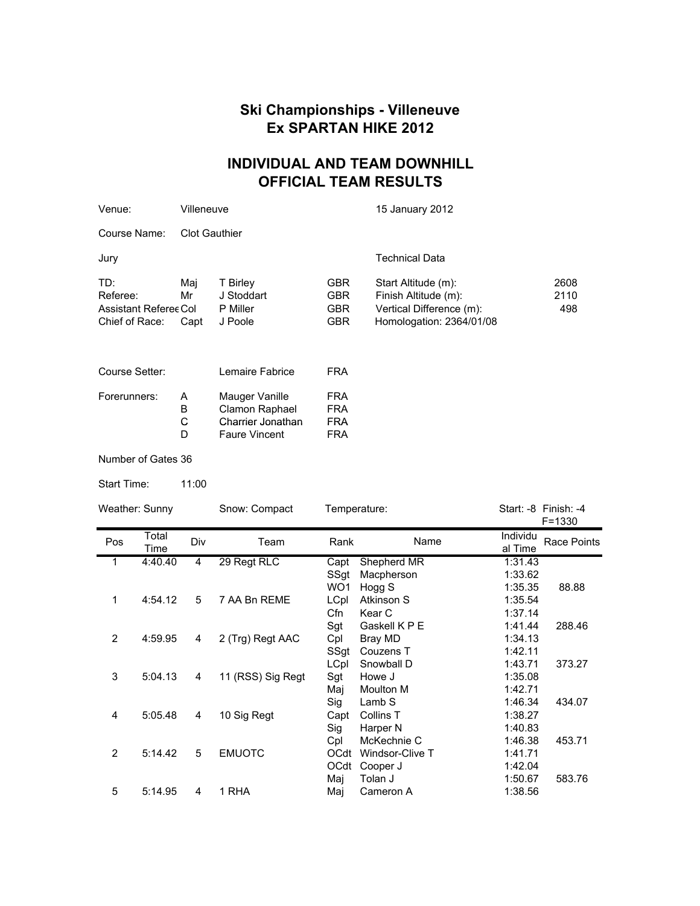# Ski Championships - Villeneuve
# Ex SPARTAN HIKE 2012

## INDIVIDUAL AND TEAM DOWNHILL
## OFFICIAL TEAM RESULTS

Venue: Villeneuve — 15 January 2012

Course Name: Clot Gauthier

| Jury | | | | Technical Data | |
|---|---|---|---|---|---|
| TD: | Maj | T Birley | GBR | Start Altitude (m): | 2608 |
| Referee: | Mr | J Stoddart | GBR | Finish Altitude (m): | 2110 |
| Assistant Referee | Col | P Miller | GBR | Vertical Difference (m): | 498 |
| Chief of Race: | Capt | J Poole | GBR | Homologation: 2364/01/08 | |

| | | | |
|---|---|---|---|
| Course Setter: | | Lemaire Fabrice | FRA |
| Forerunners: | A | Mauger Vanille | FRA |
| | B | Clamon Raphael | FRA |
| | C | Charrier Jonathan | FRA |
| | D | Faure Vincent | FRA |

Number of Gates 36

Start Time: 11:00

Weather: Sunny — Snow: Compact — Temperature: Start: -8 Finish: -4

F=1330

| Pos | Total Time | Div | Team | Rank | Name | Individual Time | Race Points |
|---|---|---|---|---|---|---|---|
| 1 | 4:40.40 | 4 | 29 Regt RLC | Capt | Shepherd MR | 1:31.43 | |
| | | | | SSgt | Macpherson | 1:33.62 | |
| | | | | WO1 | Hogg S | 1:35.35 | 88.88 |
| 1 | 4:54.12 | 5 | 7 AA Bn REME | LCpl | Atkinson S | 1:35.54 | |
| | | | | Cfn | Kear C | 1:37.14 | |
| | | | | Sgt | Gaskell K P E | 1:41.44 | 288.46 |
| 2 | 4:59.95 | 4 | 2 (Trg) Regt AAC | Cpl | Bray MD | 1:34.13 | |
| | | | | SSgt | Couzens T | 1:42.11 | |
| | | | | LCpl | Snowball D | 1:43.71 | 373.27 |
| 3 | 5:04.13 | 4 | 11 (RSS) Sig Regt | Sgt | Howe J | 1:35.08 | |
| | | | | Maj | Moulton M | 1:42.71 | |
| | | | | Sig | Lamb S | 1:46.34 | 434.07 |
| 4 | 5:05.48 | 4 | 10 Sig Regt | Capt | Collins T | 1:38.27 | |
| | | | | Sig | Harper N | 1:40.83 | |
| | | | | Cpl | McKechnie C | 1:46.38 | 453.71 |
| 2 | 5:14.42 | 5 | EMUOTC | OCdt | Windsor-Clive T | 1:41.71 | |
| | | | | OCdt | Cooper J | 1:42.04 | |
| | | | | Maj | Tolan J | 1:50.67 | 583.76 |
| 5 | 5:14.95 | 4 | 1 RHA | Maj | Cameron A | 1:38.56 | |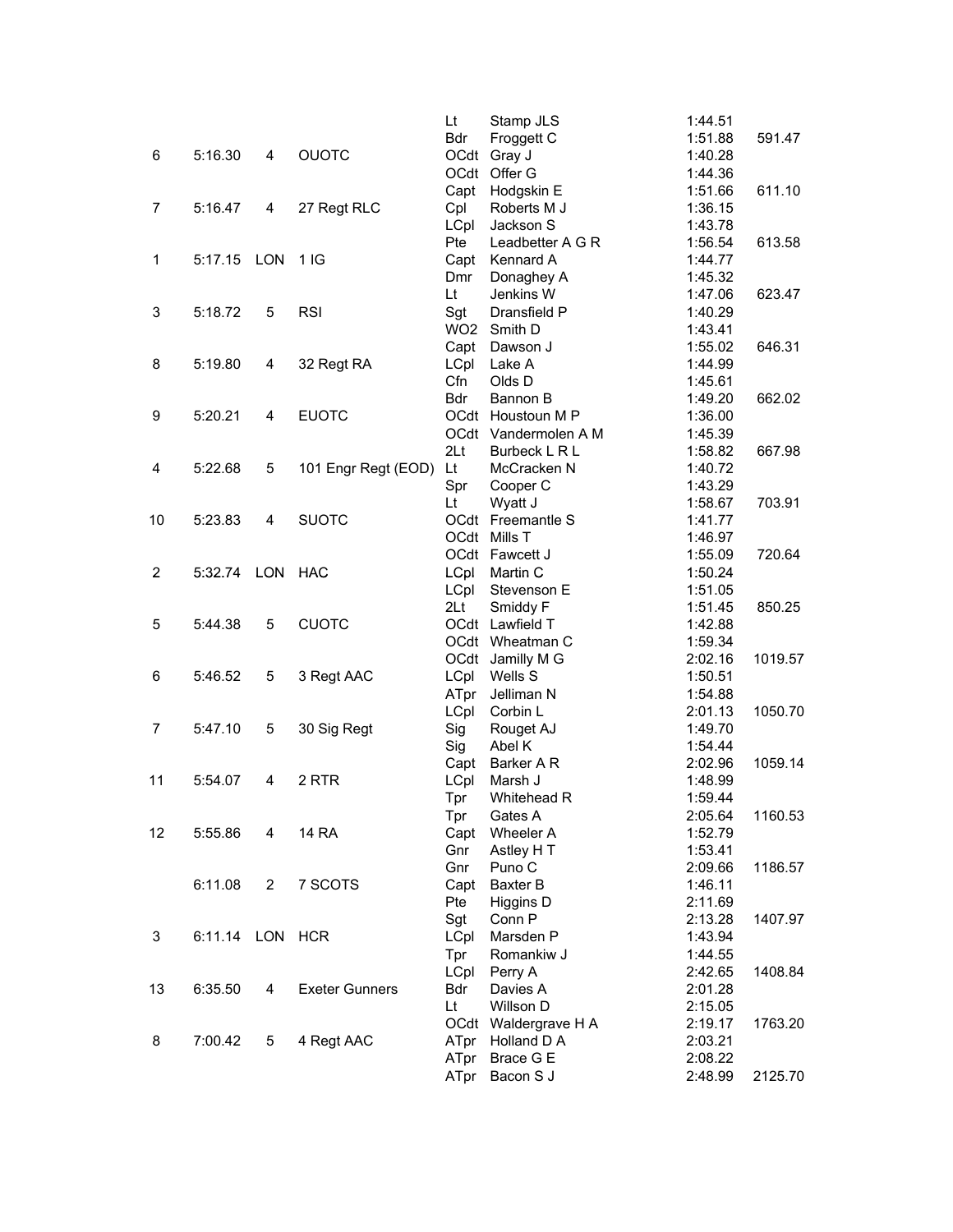| | | | | | | | |
|---|---|---|---|---|---|---|---|
| | | | | Lt | Stamp JLS | 1:44.51 | |
| | | | | Bdr | Froggett C | 1:51.88 | 591.47 |
| 6 | 5:16.30 | 4 | OUOTC | OCdt | Gray J | 1:40.28 | |
| | | | | OCdt | Offer G | 1:44.36 | |
| | | | | Capt | Hodgskin E | 1:51.66 | 611.10 |
| 7 | 5:16.47 | 4 | 27 Regt RLC | Cpl | Roberts M J | 1:36.15 | |
| | | | | LCpl | Jackson S | 1:43.78 | |
| | | | | Pte | Leadbetter A G R | 1:56.54 | 613.58 |
| 1 | 5:17.15 | LON | 1 IG | Capt | Kennard A | 1:44.77 | |
| | | | | Dmr | Donaghey A | 1:45.32 | |
| | | | | Lt | Jenkins W | 1:47.06 | 623.47 |
| 3 | 5:18.72 | 5 | RSI | Sgt | Dransfield P | 1:40.29 | |
| | | | | WO2 | Smith D | 1:43.41 | |
| | | | | Capt | Dawson J | 1:55.02 | 646.31 |
| 8 | 5:19.80 | 4 | 32 Regt RA | LCpl | Lake A | 1:44.99 | |
| | | | | Cfn | Olds D | 1:45.61 | |
| | | | | Bdr | Bannon B | 1:49.20 | 662.02 |
| 9 | 5:20.21 | 4 | EUOTC | OCdt | Houstoun M P | 1:36.00 | |
| | | | | OCdt | Vandermolen A M | 1:45.39 | |
| | | | | 2Lt | Burbeck L R L | 1:58.82 | 667.98 |
| 4 | 5:22.68 | 5 | 101 Engr Regt (EOD) | Lt | McCracken N | 1:40.72 | |
| | | | | Spr | Cooper C | 1:43.29 | |
| | | | | Lt | Wyatt J | 1:58.67 | 703.91 |
| 10 | 5:23.83 | 4 | SUOTC | OCdt | Freemantle S | 1:41.77 | |
| | | | | OCdt | Mills T | 1:46.97 | |
| | | | | OCdt | Fawcett J | 1:55.09 | 720.64 |
| 2 | 5:32.74 | LON | HAC | LCpl | Martin C | 1:50.24 | |
| | | | | LCpl | Stevenson E | 1:51.05 | |
| | | | | 2Lt | Smiddy F | 1:51.45 | 850.25 |
| 5 | 5:44.38 | 5 | CUOTC | OCdt | Lawfield T | 1:42.88 | |
| | | | | OCdt | Wheatman C | 1:59.34 | |
| | | | | OCdt | Jamilly M G | 2:02.16 | 1019.57 |
| 6 | 5:46.52 | 5 | 3 Regt AAC | LCpl | Wells S | 1:50.51 | |
| | | | | ATpr | Jelliman N | 1:54.88 | |
| | | | | LCpl | Corbin L | 2:01.13 | 1050.70 |
| 7 | 5:47.10 | 5 | 30 Sig Regt | Sig | Rouget AJ | 1:49.70 | |
| | | | | Sig | Abel K | 1:54.44 | |
| | | | | Capt | Barker A R | 2:02.96 | 1059.14 |
| 11 | 5:54.07 | 4 | 2 RTR | LCpl | Marsh J | 1:48.99 | |
| | | | | Tpr | Whitehead R | 1:59.44 | |
| | | | | Tpr | Gates A | 2:05.64 | 1160.53 |
| 12 | 5:55.86 | 4 | 14 RA | Capt | Wheeler A | 1:52.79 | |
| | | | | Gnr | Astley H T | 1:53.41 | |
| | | | | Gnr | Puno C | 2:09.66 | 1186.57 |
| | 6:11.08 | 2 | 7 SCOTS | Capt | Baxter B | 1:46.11 | |
| | | | | Pte | Higgins D | 2:11.69 | |
| | | | | Sgt | Conn P | 2:13.28 | 1407.97 |
| 3 | 6:11.14 | LON | HCR | LCpl | Marsden P | 1:43.94 | |
| | | | | Tpr | Romankiw J | 1:44.55 | |
| | | | | LCpl | Perry A | 2:42.65 | 1408.84 |
| 13 | 6:35.50 | 4 | Exeter Gunners | Bdr | Davies A | 2:01.28 | |
| | | | | Lt | Willson D | 2:15.05 | |
| | | | | OCdt | Waldergrave H A | 2:19.17 | 1763.20 |
| 8 | 7:00.42 | 5 | 4 Regt AAC | ATpr | Holland D A | 2:03.21 | |
| | | | | ATpr | Brace G E | 2:08.22 | |
| | | | | ATpr | Bacon S J | 2:48.99 | 2125.70 |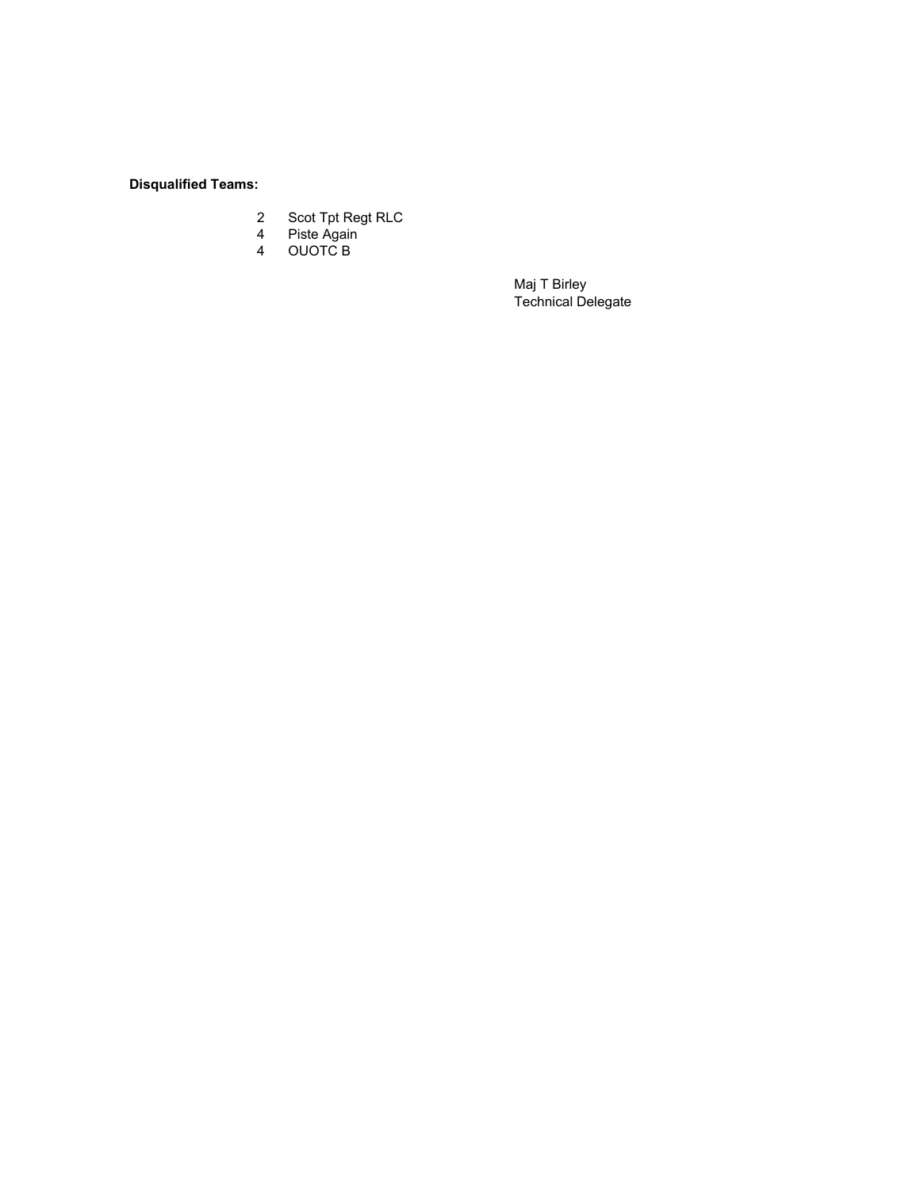**Disqualified Teams:**

| | |
|---|---|
| 2 | Scot Tpt Regt RLC |
| 4 | Piste Again |
| 4 | OUOTC B |

Maj T Birley
Technical Delegate